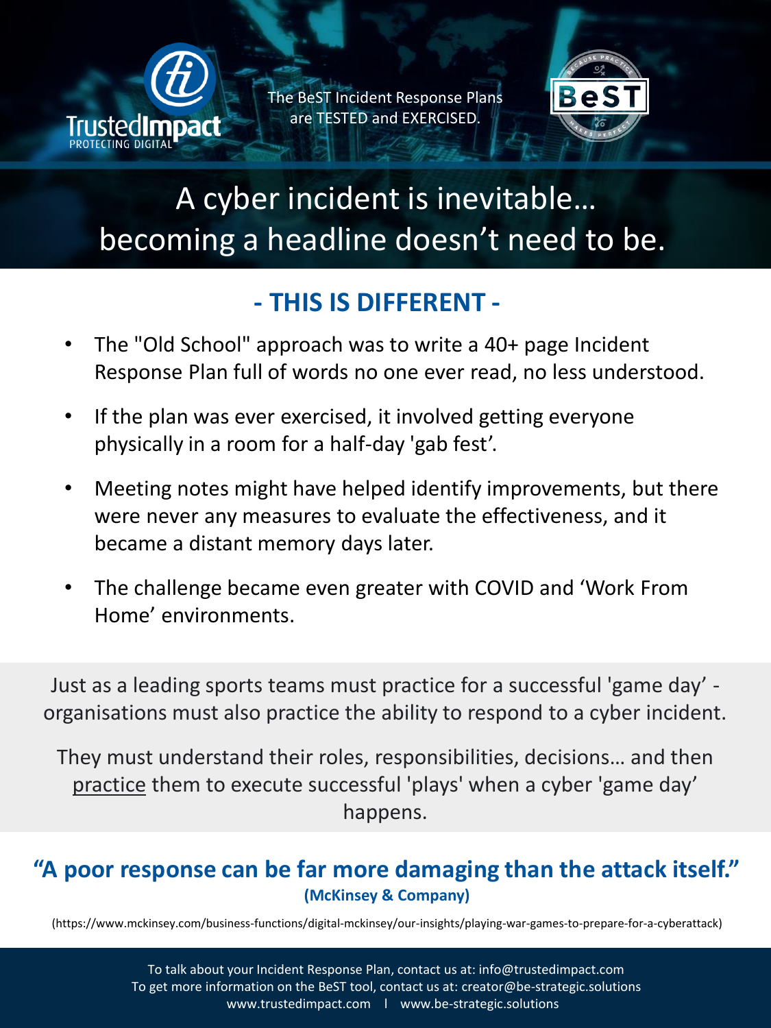TrustedImpact
PROTECTING DIGITAL

The BeST Incident Response Plans are TESTED and EXERCISED.

BeST

# A cyber incident is inevitable… becoming a headline doesn't need to be.

## - THIS IS DIFFERENT -

- The "Old School" approach was to write a 40+ page Incident Response Plan full of words no one ever read, no less understood.
- If the plan was ever exercised, it involved getting everyone physically in a room for a half-day 'gab fest'.
- Meeting notes might have helped identify improvements, but there were never any measures to evaluate the effectiveness, and it became a distant memory days later.
- The challenge became even greater with COVID and 'Work From Home' environments.

Just as a leading sports teams must practice for a successful 'game day' - organisations must also practice the ability to respond to a cyber incident.

They must understand their roles, responsibilities, decisions… and then practice them to execute successful 'plays' when a cyber 'game day' happens.

**"A poor response can be far more damaging than the attack itself."**
**(McKinsey & Company)**

(https://www.mckinsey.com/business-functions/digital-mckinsey/our-insights/playing-war-games-to-prepare-for-a-cyberattack)

To talk about your Incident Response Plan, contact us at: info@trustedimpact.com
To get more information on the BeST tool, contact us at: creator@be-strategic.solutions
www.trustedimpact.com | www.be-strategic.solutions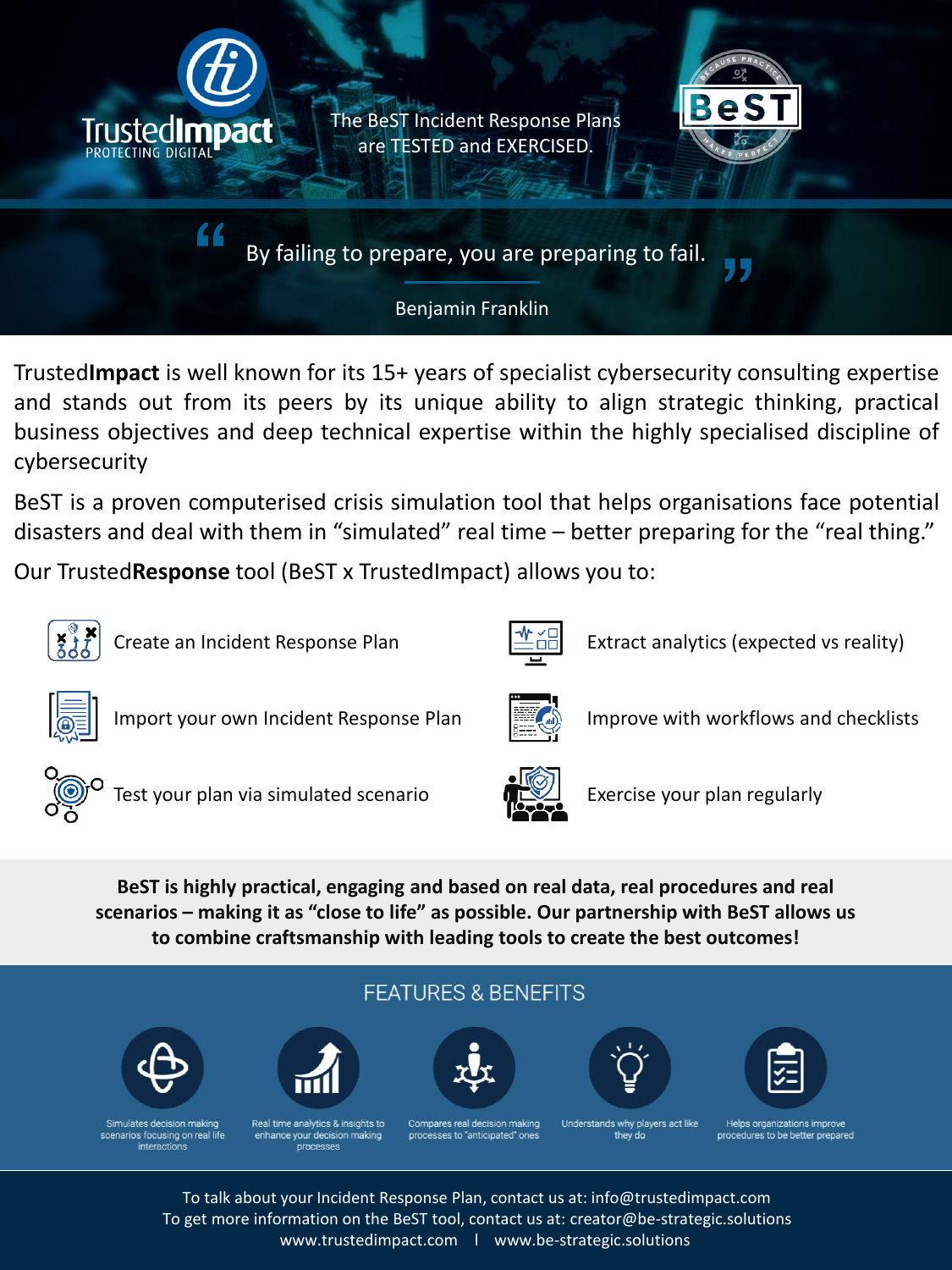TrustedImpact PROTECTING DIGITAL

The BeST Incident Response Plans are TESTED and EXERCISED.

> By failing to prepare, you are preparing to fail.
>
> Benjamin Franklin

Trusted**Impact** is well known for its 15+ years of specialist cybersecurity consulting expertise and stands out from its peers by its unique ability to align strategic thinking, practical business objectives and deep technical expertise within the highly specialised discipline of cybersecurity

BeST is a proven computerised crisis simulation tool that helps organisations face potential disasters and deal with them in “simulated” real time – better preparing for the “real thing.”

Our Trusted**Response** tool (BeST x TrustedImpact) allows you to:

- Create an Incident Response Plan
- Import your own Incident Response Plan
- Test your plan via simulated scenario
- Extract analytics (expected vs reality)
- Improve with workflows and checklists
- Exercise your plan regularly

**BeST is highly practical, engaging and based on real data, real procedures and real scenarios – making it as “close to life” as possible. Our partnership with BeST allows us to combine craftsmanship with leading tools to create the best outcomes!**

## FEATURES & BENEFITS

- Simulates decision making scenarios focusing on real life interactions
- Real time analytics & insights to enhance your decision making processes
- Compares real decision making processes to “anticipated” ones
- Understands why players act like they do
- Helps organizations improve procedures to be better prepared

To talk about your Incident Response Plan, contact us at: info@trustedimpact.com
To get more information on the BeST tool, contact us at: creator@be-strategic.solutions
www.trustedimpact.com | www.be-strategic.solutions